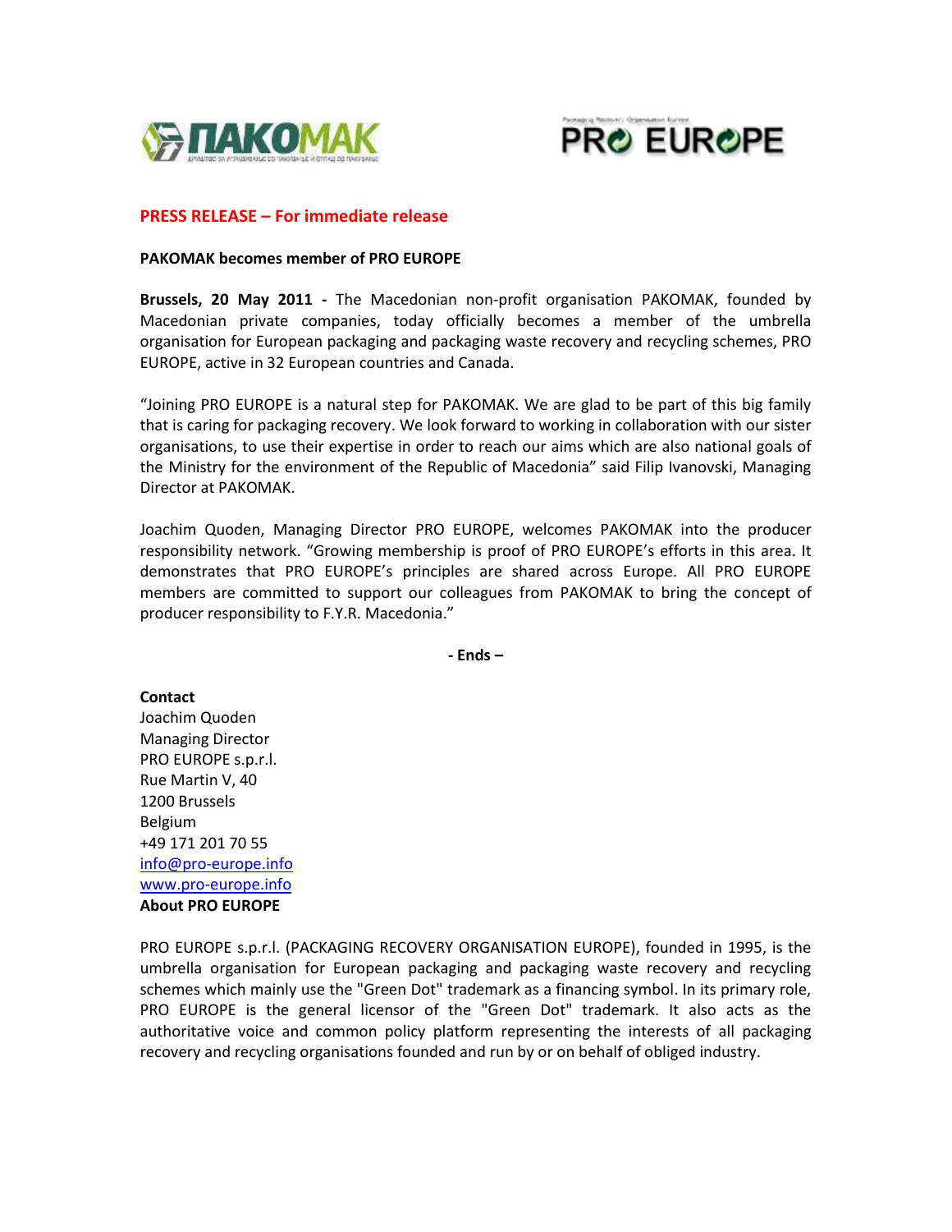**PRESS RELEASE – For immediate release**

**PAKOMAK becomes member of PRO EUROPE**

**Brussels, 20 May 2011 -** The Macedonian non-profit organisation PAKOMAK, founded by Macedonian private companies, today officially becomes a member of the umbrella organisation for European packaging and packaging waste recovery and recycling schemes, PRO EUROPE, active in 32 European countries and Canada.

"Joining PRO EUROPE is a natural step for PAKOMAK. We are glad to be part of this big family that is caring for packaging recovery. We look forward to working in collaboration with our sister organisations, to use their expertise in order to reach our aims which are also national goals of the Ministry for the environment of the Republic of Macedonia" said Filip Ivanovski, Managing Director at PAKOMAK.

Joachim Quoden, Managing Director PRO EUROPE, welcomes PAKOMAK into the producer responsibility network. "Growing membership is proof of PRO EUROPE's efforts in this area. It demonstrates that PRO EUROPE's principles are shared across Europe. All PRO EUROPE members are committed to support our colleagues from PAKOMAK to bring the concept of producer responsibility to F.Y.R. Macedonia."

**- Ends –**

**Contact**
Joachim Quoden
Managing Director
PRO EUROPE s.p.r.l.
Rue Martin V, 40
1200 Brussels
Belgium
+49 171 201 70 55
info@pro-europe.info
www.pro-europe.info

**About PRO EUROPE**

PRO EUROPE s.p.r.l. (PACKAGING RECOVERY ORGANISATION EUROPE), founded in 1995, is the umbrella organisation for European packaging and packaging waste recovery and recycling schemes which mainly use the "Green Dot" trademark as a financing symbol. In its primary role, PRO EUROPE is the general licensor of the "Green Dot" trademark. It also acts as the authoritative voice and common policy platform representing the interests of all packaging recovery and recycling organisations founded and run by or on behalf of obliged industry.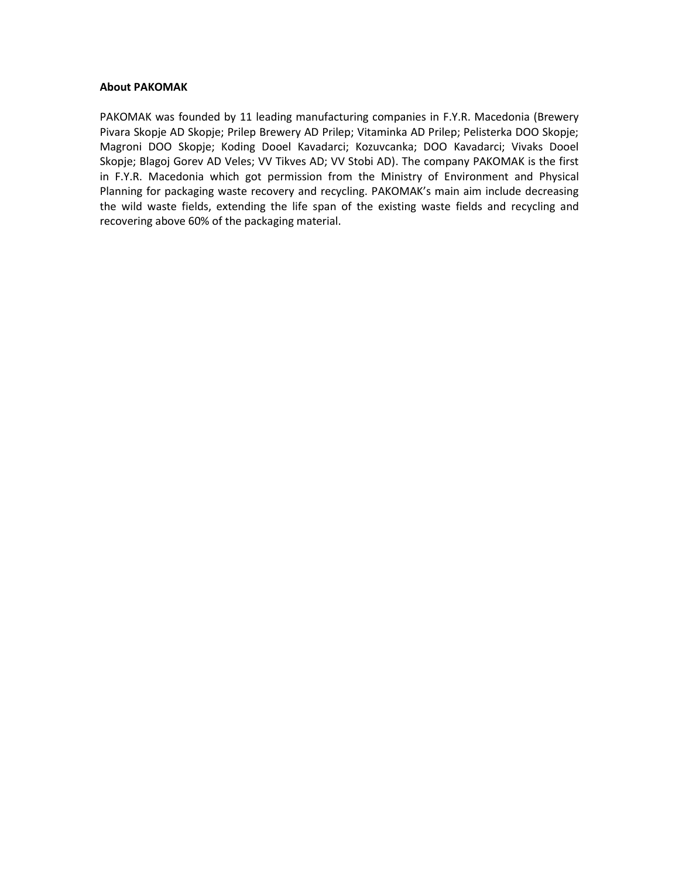**About PAKOMAK**

PAKOMAK was founded by 11 leading manufacturing companies in F.Y.R. Macedonia (Brewery Pivara Skopje AD Skopje; Prilep Brewery AD Prilep; Vitaminka AD Prilep; Pelisterka DOO Skopje; Magroni DOO Skopje; Koding Dooel Kavadarci; Kozuvcanka; DOO Kavadarci; Vivaks Dooel Skopje; Blagoj Gorev AD Veles; VV Tikves AD; VV Stobi AD). The company PAKOMAK is the first in F.Y.R. Macedonia which got permission from the Ministry of Environment and Physical Planning for packaging waste recovery and recycling. PAKOMAK's main aim include decreasing the wild waste fields, extending the life span of the existing waste fields and recycling and recovering above 60% of the packaging material.